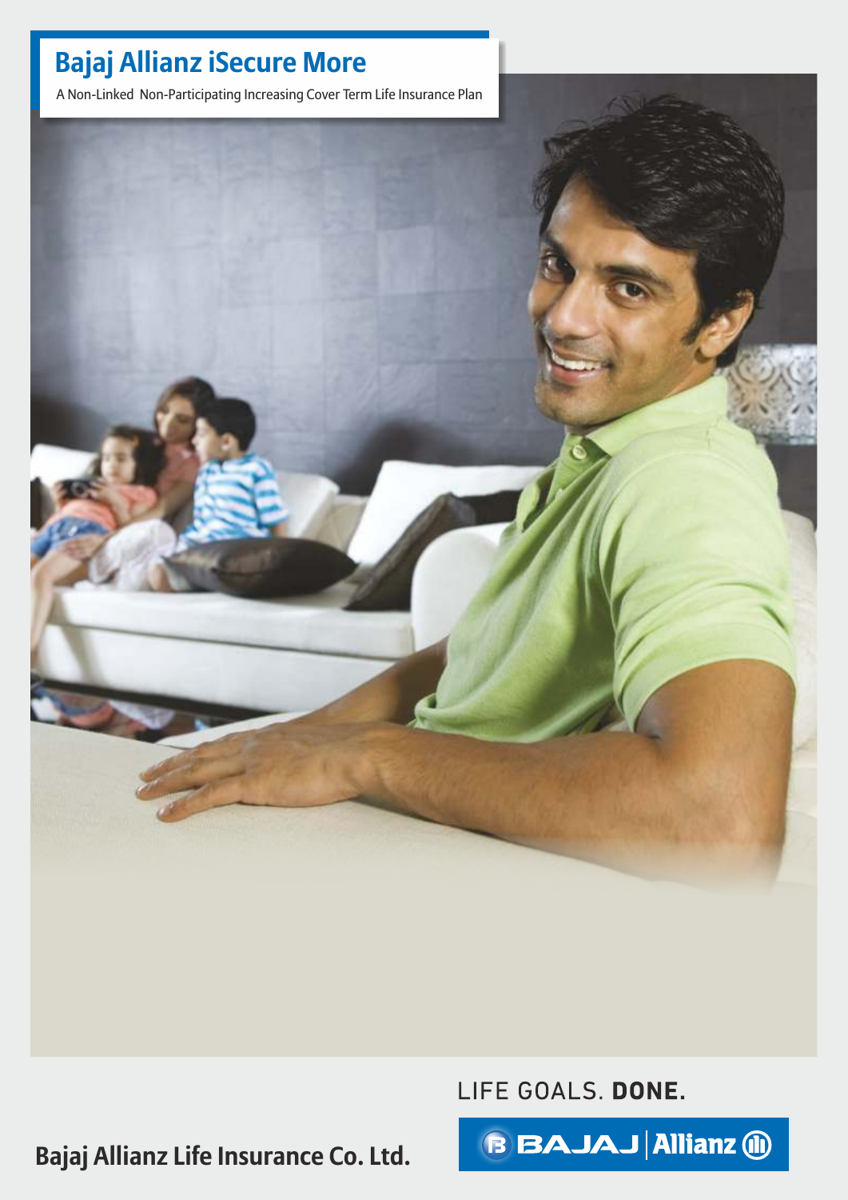# Bajaj Allianz iSecure More

A Non-Linked Non-Participating Increasing Cover Term Life Insurance Plan

LIFE GOALS. **DONE.**

**Bajaj Allianz Life Insurance Co. Ltd.**

BAJAJ | Allianz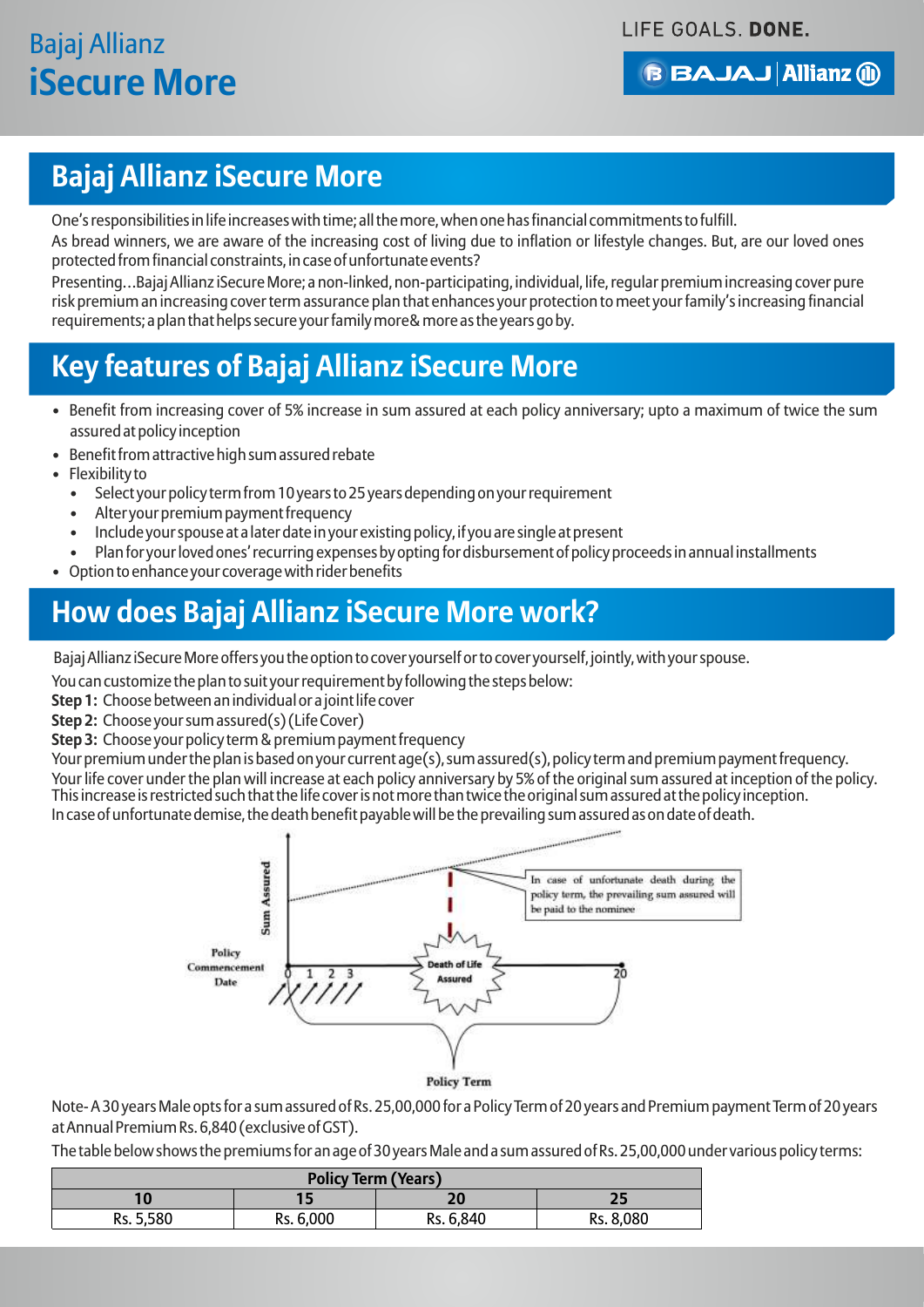# Bajaj Allianz iSecure More

## Bajaj Allianz iSecure More

One's responsibilities in life increases with time; all the more, when one has financial commitments to fulfill.

As bread winners, we are aware of the increasing cost of living due to inflation or lifestyle changes. But, are our loved ones protected from financial constraints, in case of unfortunate events?

Presenting...Bajaj Allianz iSecure More; a non-linked, non-participating, individual, life, regular premium increasing cover pure risk premium an increasing cover term assurance plan that enhances your protection to meet your family's increasing financial requirements; a plan that helps secure your family more& more as the years go by.

## Key features of Bajaj Allianz iSecure More

- Benefit from increasing cover of 5% increase in sum assured at each policy anniversary; upto a maximum of twice the sum assured at policy inception
- Benefit from attractive high sum assured rebate
- Flexibility to
  - Select your policy term from 10 years to 25 years depending on your requirement
  - Alter your premium payment frequency
  - Include your spouse at a later date in your existing policy, if you are single at present
  - Plan for your loved ones' recurring expenses by opting for disbursement of policy proceeds in annual installments
- Option to enhance your coverage with rider benefits

## How does Bajaj Allianz iSecure More work?

Bajaj Allianz iSecure More offers you the option to cover yourself or to cover yourself, jointly, with your spouse.

You can customize the plan to suit your requirement by following the steps below:

**Step 1:** Choose between an individual or a joint life cover

**Step 2:** Choose your sum assured(s) (Life Cover)

**Step 3:** Choose your policy term & premium payment frequency

Your premium under the plan is based on your current age(s), sum assured(s), policy term and premium payment frequency.

Your life cover under the plan will increase at each policy anniversary by 5% of the original sum assured at inception of the policy. This increase is restricted such that the life cover is not more than twice the original sum assured at the policy inception.

In case of unfortunate demise, the death benefit payable will be the prevailing sum assured as on date of death.

Sum Assured

In case of unfortunate death during the policy term, the prevailing sum assured will be paid to the nominee

Policy Commencement Date

0 1 2 3

Death of Life Assured

20

Policy Term

Note- A 30 years Male opts for a sum assured of Rs. 25,00,000 for a Policy Term of 20 years and Premium payment Term of 20 years at Annual Premium Rs. 6,840 (exclusive of GST).

The table below shows the premiums for an age of 30 years Male and a sum assured of Rs. 25,00,000 under various policy terms:

| Policy Term (Years) | | | |
|---|---|---|---|
| 10 | 15 | 20 | 25 |
| Rs. 5,580 | Rs. 6,000 | Rs. 6,840 | Rs. 8,080 |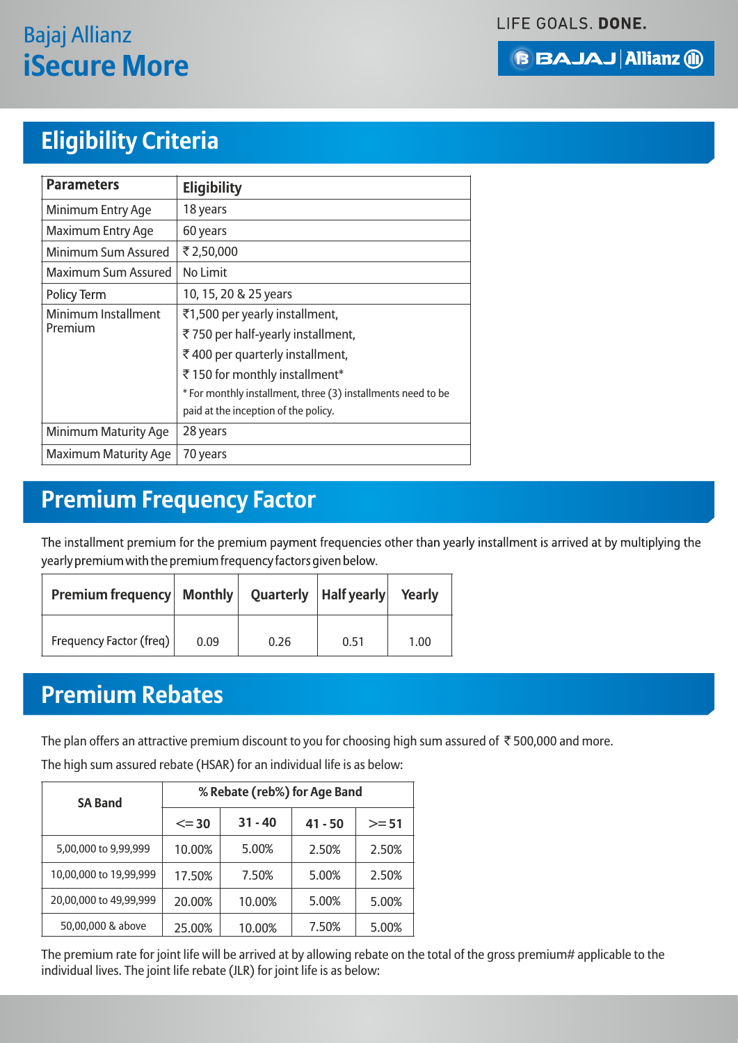# Eligibility Criteria

| Parameters | Eligibility |
|---|---|
| Minimum Entry Age | 18 years |
| Maximum Entry Age | 60 years |
| Minimum Sum Assured | ₹ 2,50,000 |
| Maximum Sum Assured | No Limit |
| Policy Term | 10, 15, 20 & 25 years |
| Minimum Installment Premium | ₹1,500 per yearly installment,<br>₹ 750 per half-yearly installment,<br>₹ 400 per quarterly installment,<br>₹ 150 for monthly installment*<br>* For monthly installment, three (3) installments need to be paid at the inception of the policy. |
| Minimum Maturity Age | 28 years |
| Maximum Maturity Age | 70 years |

# Premium Frequency Factor

The installment premium for the premium payment frequencies other than yearly installment is arrived at by multiplying the yearly premium with the premium frequency factors given below.

| Premium frequency | Monthly | Quarterly | Half yearly | Yearly |
|---|---|---|---|---|
| Frequency Factor (freq) | 0.09 | 0.26 | 0.51 | 1.00 |

# Premium Rebates

The plan offers an attractive premium discount to you for choosing high sum assured of ₹ 500,000 and more.

The high sum assured rebate (HSAR) for an individual life is as below:

| SA Band | % Rebate (reb%) for Age Band | | | |
|---|---|---|---|---|
| | <= 30 | 31 - 40 | 41 - 50 | >= 51 |
| 5,00,000 to 9,99,999 | 10.00% | 5.00% | 2.50% | 2.50% |
| 10,00,000 to 19,99,999 | 17.50% | 7.50% | 5.00% | 2.50% |
| 20,00,000 to 49,99,999 | 20.00% | 10.00% | 5.00% | 5.00% |
| 50,00,000 & above | 25.00% | 10.00% | 7.50% | 5.00% |

The premium rate for joint life will be arrived at by allowing rebate on the total of the gross premium# applicable to the individual lives. The joint life rebate (JLR) for joint life is as below: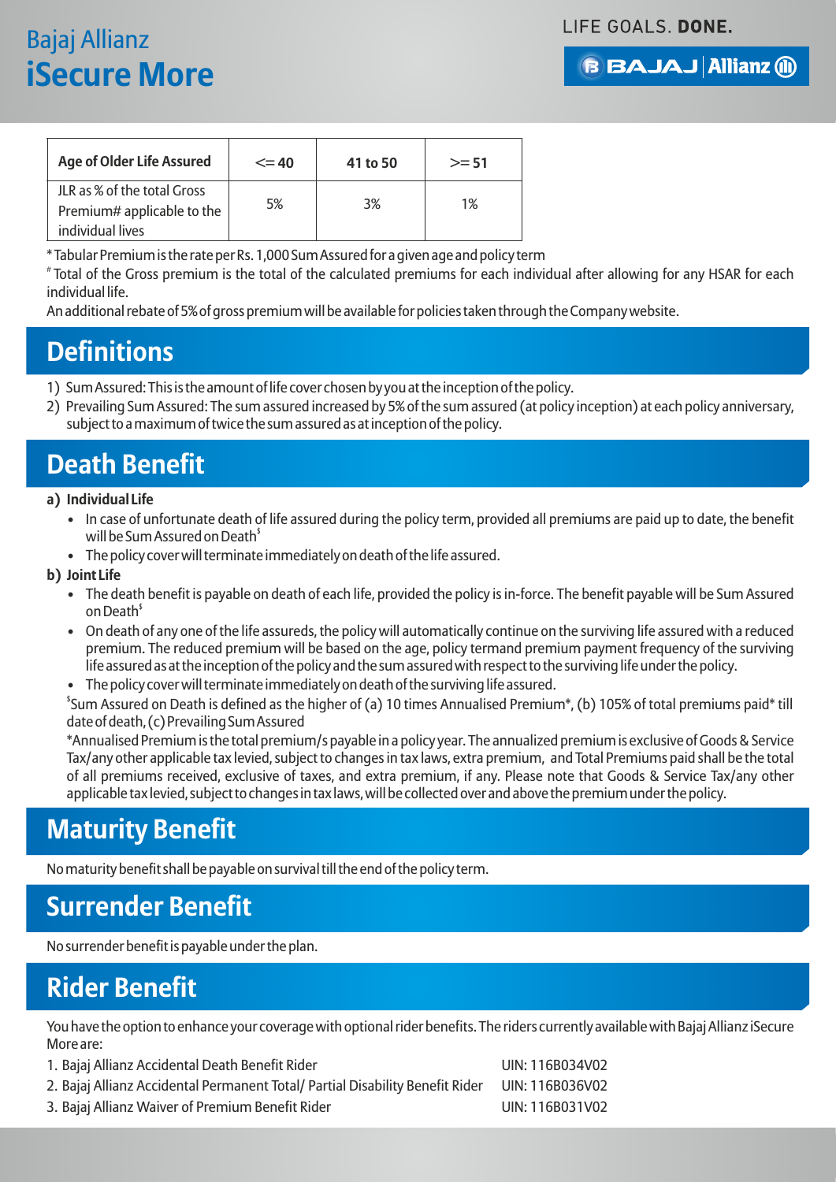| Age of Older Life Assured | <= 40 | 41 to 50 | >= 51 |
|---|---|---|---|
| JLR as % of the total Gross Premium# applicable to the individual lives | 5% | 3% | 1% |

*Tabular Premium is the rate per Rs. 1,000 Sum Assured for a given age and policy term

# Total of the Gross premium is the total of the calculated premiums for each individual after allowing for any HSAR for each individual life.

An additional rebate of 5% of gross premium will be available for policies taken through the Company website.

## Definitions

1) Sum Assured: This is the amount of life cover chosen by you at the inception of the policy.
2) Prevailing Sum Assured: The sum assured increased by 5% of the sum assured (at policy inception) at each policy anniversary, subject to a maximum of twice the sum assured as at inception of the policy.

## Death Benefit

**a) Individual Life**

- In case of unfortunate death of life assured during the policy term, provided all premiums are paid up to date, the benefit will be Sum Assured on Death$
- The policy cover will terminate immediately on death of the life assured.

**b) Joint Life**

- The death benefit is payable on death of each life, provided the policy is in-force. The benefit payable will be Sum Assured on Death$
- On death of any one of the life assureds, the policy will automatically continue on the surviving life assured with a reduced premium. The reduced premium will be based on the age, policy termand premium payment frequency of the surviving life assured as at the inception of the policy and the sum assured with respect to the surviving life under the policy.
- The policy cover will terminate immediately on death of the surviving life assured.

$Sum Assured on Death is defined as the higher of (a) 10 times Annualised Premium*, (b) 105% of total premiums paid* till date of death, (c) Prevailing Sum Assured

*Annualised Premium is the total premium/s payable in a policy year. The annualized premium is exclusive of Goods & Service Tax/any other applicable tax levied, subject to changes in tax laws, extra premium, and Total Premiums paid shall be the total of all premiums received, exclusive of taxes, and extra premium, if any. Please note that Goods & Service Tax/any other applicable tax levied, subject to changes in tax laws, will be collected over and above the premium under the policy.

## Maturity Benefit

No maturity benefit shall be payable on survival till the end of the policy term.

## Surrender Benefit

No surrender benefit is payable under the plan.

## Rider Benefit

You have the option to enhance your coverage with optional rider benefits. The riders currently available with Bajaj Allianz iSecure More are:

1. Bajaj Allianz Accidental Death Benefit Rider — UIN: 116B034V02
2. Bajaj Allianz Accidental Permanent Total/ Partial Disability Benefit Rider — UIN: 116B036V02
3. Bajaj Allianz Waiver of Premium Benefit Rider — UIN: 116B031V02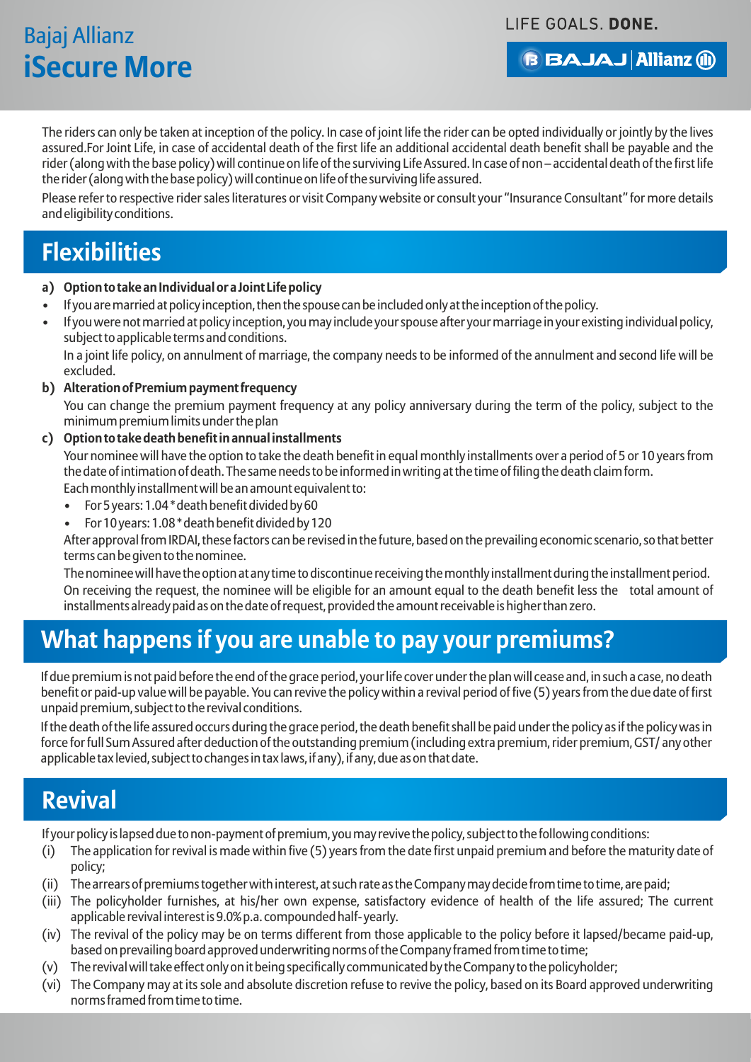The riders can only be taken at inception of the policy. In case of joint life the rider can be opted individually or jointly by the lives assured.For Joint Life, in case of accidental death of the first life an additional accidental death benefit shall be payable and the rider (along with the base policy) will continue on life of the surviving Life Assured. In case of non – accidental death of the first life the rider (along with the base policy) will continue on life of the surviving life assured.

Please refer to respective rider sales literatures or visit Company website or consult your "Insurance Consultant" for more details and eligibility conditions.

## Flexibilities

**a) Option to take an Individual or a Joint Life policy**

- If you are married at policy inception, then the spouse can be included only at the inception of the policy.
- If you were not married at policy inception, you may include your spouse after your marriage in your existing individual policy, subject to applicable terms and conditions.

In a joint life policy, on annulment of marriage, the company needs to be informed of the annulment and second life will be excluded.

**b) Alteration of Premium payment frequency**

You can change the premium payment frequency at any policy anniversary during the term of the policy, subject to the minimum premium limits under the plan

**c) Option to take death benefit in annual installments**

Your nominee will have the option to take the death benefit in equal monthly installments over a period of 5 or 10 years from the date of intimation of death. The same needs to be informed in writing at the time of filing the death claim form.

Each monthly installment will be an amount equivalent to:

- For 5 years: 1.04 * death benefit divided by 60
- For 10 years: 1.08 * death benefit divided by 120

After approval from IRDAI, these factors can be revised in the future, based on the prevailing economic scenario, so that better terms can be given to the nominee.

The nominee will have the option at any time to discontinue receiving the monthly installment during the installment period. On receiving the request, the nominee will be eligible for an amount equal to the death benefit less the total amount of installments already paid as on the date of request, provided the amount receivable is higher than zero.

## What happens if you are unable to pay your premiums?

If due premium is not paid before the end of the grace period, your life cover under the plan will cease and, in such a case, no death benefit or paid-up value will be payable. You can revive the policy within a revival period of five (5) years from the due date of first unpaid premium, subject to the revival conditions.

If the death of the life assured occurs during the grace period, the death benefit shall be paid under the policy as if the policy was in force for full Sum Assured after deduction of the outstanding premium (including extra premium, rider premium, GST/ any other applicable tax levied, subject to changes in tax laws, if any), if any, due as on that date.

## Revival

If your policy is lapsed due to non-payment of premium, you may revive the policy, subject to the following conditions:

(i) The application for revival is made within five (5) years from the date first unpaid premium and before the maturity date of policy;

(ii) The arrears of premiums together with interest, at such rate as the Company may decide from time to time, are paid;

(iii) The policyholder furnishes, at his/her own expense, satisfactory evidence of health of the life assured; The current applicable revival interest is 9.0% p.a. compounded half- yearly.

(iv) The revival of the policy may be on terms different from those applicable to the policy before it lapsed/became paid-up, based on prevailing board approved underwriting norms of the Company framed from time to time;

(v) The revival will take effect only on it being specifically communicated by the Company to the policyholder;

(vi) The Company may at its sole and absolute discretion refuse to revive the policy, based on its Board approved underwriting norms framed from time to time.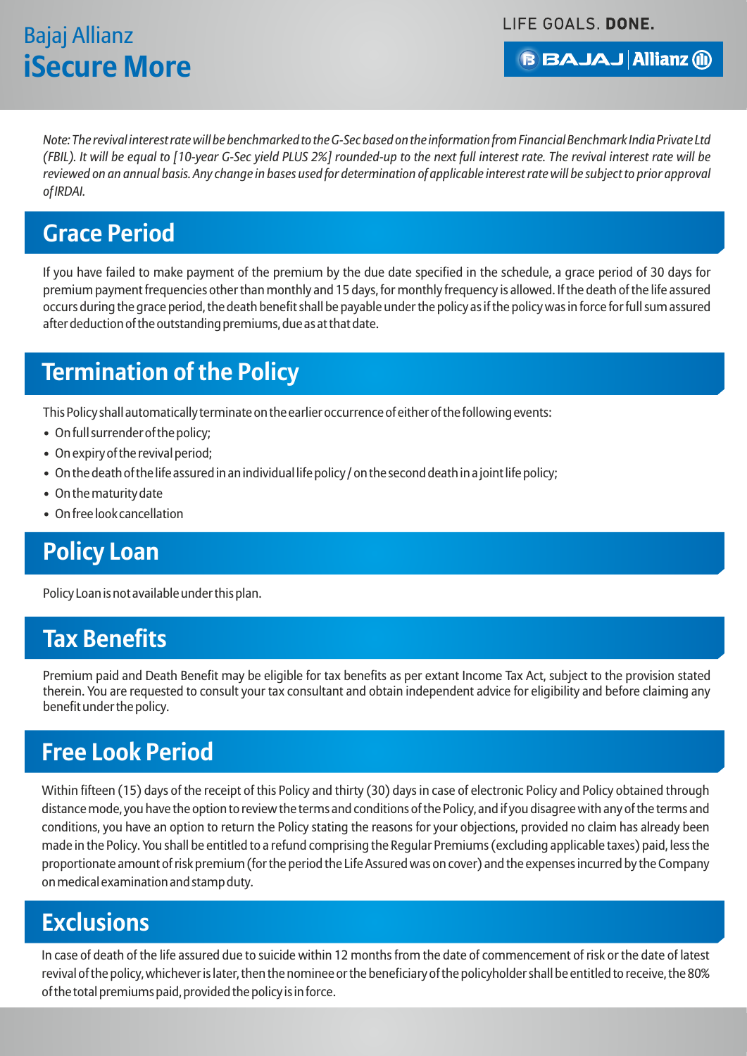*Note: The revival interest rate will be benchmarked to the G-Sec based on the information from Financial Benchmark India Private Ltd (FBIL). It will be equal to [10-year G-Sec yield PLUS 2%] rounded-up to the next full interest rate. The revival interest rate will be reviewed on an annual basis. Any change in bases used for determination of applicable interest rate will be subject to prior approval of IRDAI.*

## Grace Period

If you have failed to make payment of the premium by the due date specified in the schedule, a grace period of 30 days for premium payment frequencies other than monthly and 15 days, for monthly frequency is allowed. If the death of the life assured occurs during the grace period, the death benefit shall be payable under the policy as if the policy was in force for full sum assured after deduction of the outstanding premiums, due as at that date.

## Termination of the Policy

This Policy shall automatically terminate on the earlier occurrence of either of the following events:

- On full surrender of the policy;
- On expiry of the revival period;
- On the death of the life assured in an individual life policy / on the second death in a joint life policy;
- On the maturity date
- On free look cancellation

## Policy Loan

Policy Loan is not available under this plan.

## Tax Benefits

Premium paid and Death Benefit may be eligible for tax benefits as per extant Income Tax Act, subject to the provision stated therein. You are requested to consult your tax consultant and obtain independent advice for eligibility and before claiming any benefit under the policy.

## Free Look Period

Within fifteen (15) days of the receipt of this Policy and thirty (30) days in case of electronic Policy and Policy obtained through distance mode, you have the option to review the terms and conditions of the Policy, and if you disagree with any of the terms and conditions, you have an option to return the Policy stating the reasons for your objections, provided no claim has already been made in the Policy. You shall be entitled to a refund comprising the Regular Premiums (excluding applicable taxes) paid, less the proportionate amount of risk premium (for the period the Life Assured was on cover) and the expenses incurred by the Company on medical examination and stamp duty.

## Exclusions

In case of death of the life assured due to suicide within 12 months from the date of commencement of risk or the date of latest revival of the policy, whichever is later, then the nominee or the beneficiary of the policyholder shall be entitled to receive, the 80% of the total premiums paid, provided the policy is in force.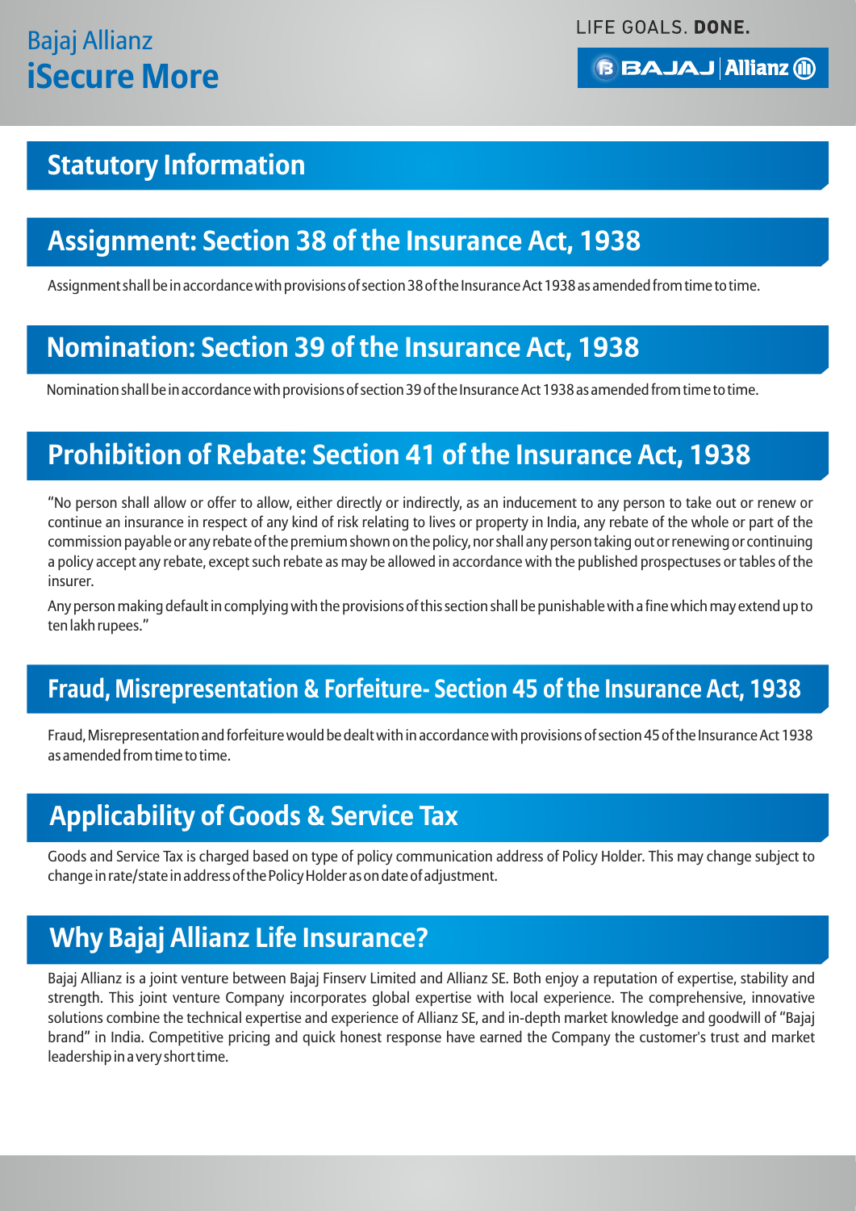## Statutory Information

## Assignment: Section 38 of the Insurance Act, 1938

Assignment shall be in accordance with provisions of section 38 of the Insurance Act 1938 as amended from time to time.

## Nomination: Section 39 of the Insurance Act, 1938

Nomination shall be in accordance with provisions of section 39 of the Insurance Act 1938 as amended from time to time.

## Prohibition of Rebate: Section 41 of the Insurance Act, 1938

"No person shall allow or offer to allow, either directly or indirectly, as an inducement to any person to take out or renew or continue an insurance in respect of any kind of risk relating to lives or property in India, any rebate of the whole or part of the commission payable or any rebate of the premium shown on the policy, nor shall any person taking out or renewing or continuing a policy accept any rebate, except such rebate as may be allowed in accordance with the published prospectuses or tables of the insurer.

Any person making default in complying with the provisions of this section shall be punishable with a fine which may extend up to ten lakh rupees."

## Fraud, Misrepresentation & Forfeiture- Section 45 of the Insurance Act, 1938

Fraud, Misrepresentation and forfeiture would be dealt with in accordance with provisions of section 45 of the Insurance Act 1938 as amended from time to time.

## Applicability of Goods & Service Tax

Goods and Service Tax is charged based on type of policy communication address of Policy Holder. This may change subject to change in rate/state in address of the Policy Holder as on date of adjustment.

## Why Bajaj Allianz Life Insurance?

Bajaj Allianz is a joint venture between Bajaj Finserv Limited and Allianz SE. Both enjoy a reputation of expertise, stability and strength. This joint venture Company incorporates global expertise with local experience. The comprehensive, innovative solutions combine the technical expertise and experience of Allianz SE, and in-depth market knowledge and goodwill of "Bajaj brand" in India. Competitive pricing and quick honest response have earned the Company the customer's trust and market leadership in a very short time.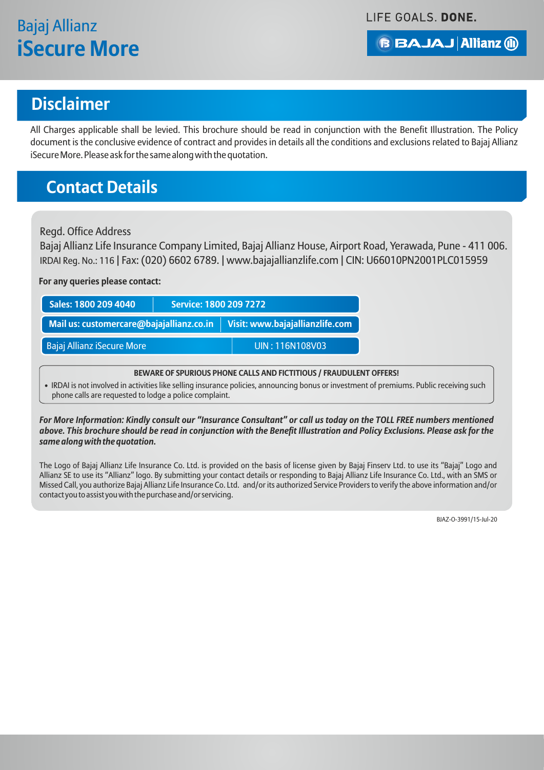# Bajaj Allianz
# iSecure More

LIFE GOALS. **DONE.**

## Disclaimer

All Charges applicable shall be levied. This brochure should be read in conjunction with the Benefit Illustration. The Policy document is the conclusive evidence of contract and provides in details all the conditions and exclusions related to Bajaj Allianz iSecure More. Please ask for the same along with the quotation.

## Contact Details

Regd. Office Address
Bajaj Allianz Life Insurance Company Limited, Bajaj Allianz House, Airport Road, Yerawada, Pune - 411 006.
IRDAI Reg. No.: 116 | Fax: (020) 6602 6789. | www.bajajallianzlife.com | CIN: U66010PN2001PLC015959

**For any queries please contact:**

| | |
|---|---|
| **Sales: 1800 209 4040** | **Service: 1800 209 7272** |
| **Mail us: customercare@bajajallianz.co.in** | **Visit: www.bajajallianzlife.com** |
| Bajaj Allianz iSecure More | UIN : 116N108V03 |

**BEWARE OF SPURIOUS PHONE CALLS AND FICTITIOUS / FRAUDULENT OFFERS!**

- IRDAI is not involved in activities like selling insurance policies, announcing bonus or investment of premiums. Public receiving such phone calls are requested to lodge a police complaint.

***For More Information: Kindly consult our "Insurance Consultant" or call us today on the TOLL FREE numbers mentioned above. This brochure should be read in conjunction with the Benefit Illustration and Policy Exclusions. Please ask for the same along with the quotation.***

The Logo of Bajaj Allianz Life Insurance Co. Ltd. is provided on the basis of license given by Bajaj Finserv Ltd. to use its "Bajaj" Logo and Allianz SE to use its "Allianz" logo. By submitting your contact details or responding to Bajaj Allianz Life Insurance Co. Ltd., with an SMS or Missed Call, you authorize Bajaj Allianz Life Insurance Co. Ltd. and/or its authorized Service Providers to verify the above information and/or contact you to assist you with the purchase and/or servicing.

BJAZ-O-3991/15-Jul-20